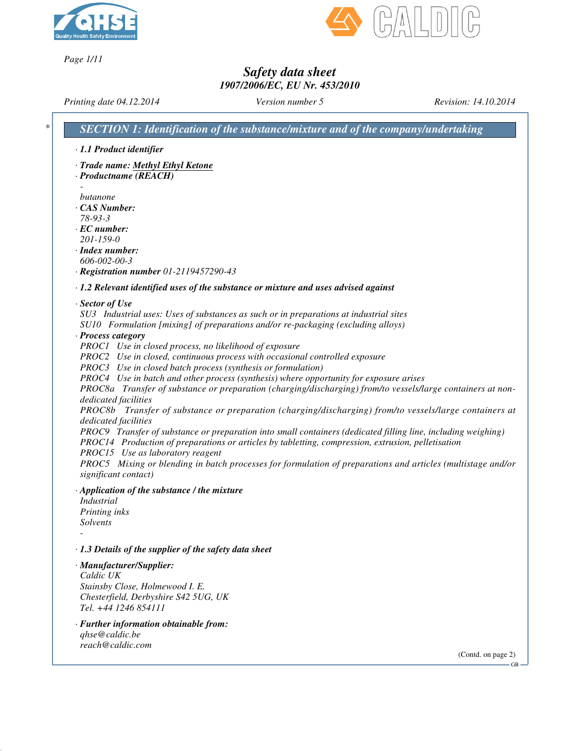# Safety data sheet

## 1907/2006/EC, EU Nr. 453/2010

Printing date 04.12.2014 | Version number 5 | Revision: 14.10.2014

## * SECTION 1: Identification of the substance/mixture and of the company/undertaking

· **1.1 Product identifier**

· **Trade name: Methyl Ethyl Ketone**
· **Productname (REACH)**
-
butanone
· **CAS Number:**
78-93-3
· **EC number:**
201-159-0
· **Index number:**
606-002-00-3
· **Registration number** 01-2119457290-43

· **1.2 Relevant identified uses of the substance or mixture and uses advised against**

· **Sector of Use**
SU3 Industrial uses: Uses of substances as such or in preparations at industrial sites
SU10 Formulation [mixing] of preparations and/or re-packaging (excluding alloys)
· **Process category**
PROC1 Use in closed process, no likelihood of exposure
PROC2 Use in closed, continuous process with occasional controlled exposure
PROC3 Use in closed batch process (synthesis or formulation)
PROC4 Use in batch and other process (synthesis) where opportunity for exposure arises
PROC8a Transfer of substance or preparation (charging/discharging) from/to vessels/large containers at non-dedicated facilities
PROC8b Transfer of substance or preparation (charging/discharging) from/to vessels/large containers at dedicated facilities
PROC9 Transfer of substance or preparation into small containers (dedicated filling line, including weighing)
PROC14 Production of preparations or articles by tabletting, compression, extrusion, pelletisation
PROC15 Use as laboratory reagent
PROC5 Mixing or blending in batch processes for formulation of preparations and articles (multistage and/or significant contact)

· **Application of the substance / the mixture**
Industrial
Printing inks
Solvents
-

· **1.3 Details of the supplier of the safety data sheet**

· **Manufacturer/Supplier:**
Caldic UK
Stainsby Close, Holmewood I. E.
Chesterfield, Derbyshire S42 5UG, UK
Tel. +44 1246 854111

· **Further information obtainable from:**
qhse@caldic.be
reach@caldic.com

(Contd. on page 2)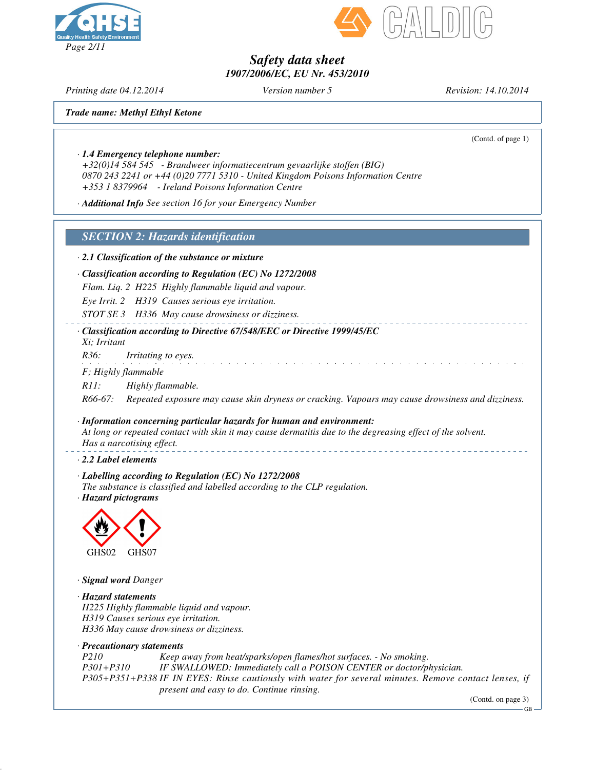*Safety data sheet*
*1907/2006/EC, EU Nr. 453/2010*

*Printing date 04.12.2014* *Version number 5* *Revision: 14.10.2014*

***Trade name: Methyl Ethyl Ketone***

(Contd. of page 1)

· ***1.4 Emergency telephone number:***
+32(0)14 584 545 - Brandweer informatiecentrum gevaarlijke stoffen (BIG)
0870 243 2241 or +44 (0)20 7771 5310 - United Kingdom Poisons Information Centre
+353 1 8379964 - Ireland Poisons Information Centre

· ***Additional Info*** See section 16 for your Emergency Number

## SECTION 2: Hazards identification

· ***2.1 Classification of the substance or mixture***

· ***Classification according to Regulation (EC) No 1272/2008***
Flam. Liq. 2 H225 Highly flammable liquid and vapour.
Eye Irrit. 2 H319 Causes serious eye irritation.
STOT SE 3 H336 May cause drowsiness or dizziness.

· ***Classification according to Directive 67/548/EEC or Directive 1999/45/EC***
Xi; Irritant
R36: Irritating to eyes.

F; Highly flammable
R11: Highly flammable.
R66-67: Repeated exposure may cause skin dryness or cracking. Vapours may cause drowsiness and dizziness.

· ***Information concerning particular hazards for human and environment:***
At long or repeated contact with skin it may cause dermatitis due to the degreasing effect of the solvent.
Has a narcotising effect.

· ***2.2 Label elements***

· ***Labelling according to Regulation (EC) No 1272/2008***
The substance is classified and labelled according to the CLP regulation.

· ***Hazard pictograms***

GHS02 GHS07

· ***Signal word*** Danger

· ***Hazard statements***
H225 Highly flammable liquid and vapour.
H319 Causes serious eye irritation.
H336 May cause drowsiness or dizziness.

· ***Precautionary statements***
P210 Keep away from heat/sparks/open flames/hot surfaces. - No smoking.
P301+P310 IF SWALLOWED: Immediately call a POISON CENTER or doctor/physician.
P305+P351+P338 IF IN EYES: Rinse cautiously with water for several minutes. Remove contact lenses, if present and easy to do. Continue rinsing.

(Contd. on page 3)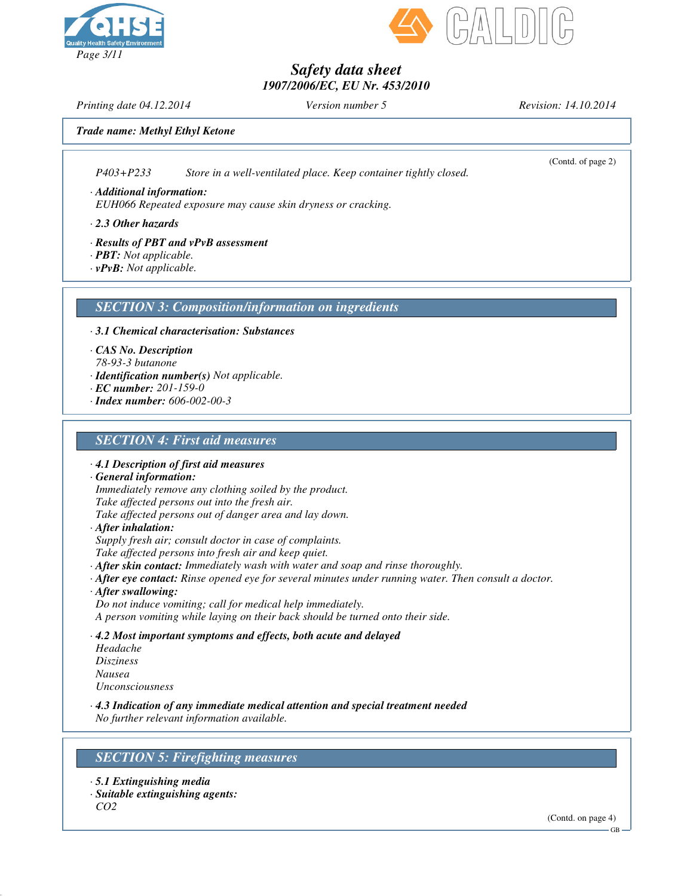*Trade name: Methyl Ethyl Ketone*

(Contd. of page 2)

P403+P233 Store in a well-ventilated place. Keep container tightly closed.

· **Additional information:**
EUH066 Repeated exposure may cause skin dryness or cracking.

· **2.3 Other hazards**

· **Results of PBT and vPvB assessment**
· **PBT:** Not applicable.
· **vPvB:** Not applicable.

## SECTION 3: Composition/information on ingredients

· **3.1 Chemical characterisation: Substances**

· **CAS No. Description**
78-93-3 butanone
· **Identification number(s)** Not applicable.
· **EC number:** 201-159-0
· **Index number:** 606-002-00-3

## SECTION 4: First aid measures

· **4.1 Description of first aid measures**
· **General information:**
Immediately remove any clothing soiled by the product.
Take affected persons out into the fresh air.
Take affected persons out of danger area and lay down.
· **After inhalation:**
Supply fresh air; consult doctor in case of complaints.
Take affected persons into fresh air and keep quiet.
· **After skin contact:** Immediately wash with water and soap and rinse thoroughly.
· **After eye contact:** Rinse opened eye for several minutes under running water. Then consult a doctor.
· **After swallowing:**
Do not induce vomiting; call for medical help immediately.
A person vomiting while laying on their back should be turned onto their side.

· **4.2 Most important symptoms and effects, both acute and delayed**
Headache
Disziness
Nausea
Unconsciousness

· **4.3 Indication of any immediate medical attention and special treatment needed**
No further relevant information available.

## SECTION 5: Firefighting measures

· **5.1 Extinguishing media**
· **Suitable extinguishing agents:**
$CO_2$

(Contd. on page 4)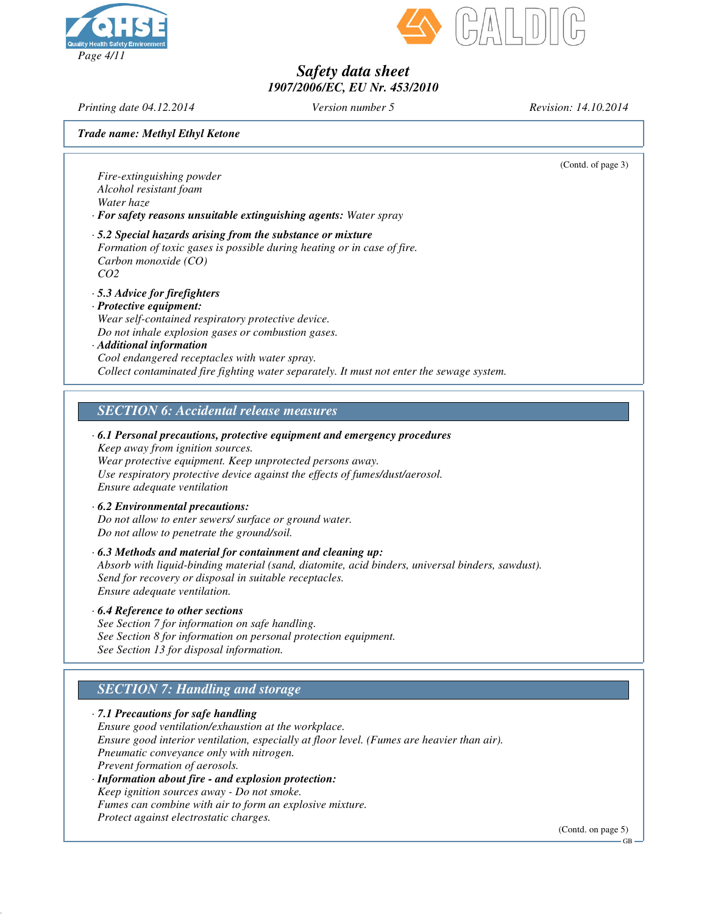**Trade name: Methyl Ethyl Ketone**

(Contd. of page 3)

Fire-extinguishing powder
Alcohol resistant foam
Water haze

· **For safety reasons unsuitable extinguishing agents:** Water spray

· **5.2 Special hazards arising from the substance or mixture**
Formation of toxic gases is possible during heating or in case of fire.
Carbon monoxide (CO)
$CO_2$

· **5.3 Advice for firefighters**
· **Protective equipment:**
Wear self-contained respiratory protective device.
Do not inhale explosion gases or combustion gases.
· **Additional information**
Cool endangered receptacles with water spray.
Collect contaminated fire fighting water separately. It must not enter the sewage system.

## SECTION 6: Accidental release measures

· **6.1 Personal precautions, protective equipment and emergency procedures**
Keep away from ignition sources.
Wear protective equipment. Keep unprotected persons away.
Use respiratory protective device against the effects of fumes/dust/aerosol.
Ensure adequate ventilation

· **6.2 Environmental precautions:**
Do not allow to enter sewers/ surface or ground water.
Do not allow to penetrate the ground/soil.

· **6.3 Methods and material for containment and cleaning up:**
Absorb with liquid-binding material (sand, diatomite, acid binders, universal binders, sawdust).
Send for recovery or disposal in suitable receptacles.
Ensure adequate ventilation.

· **6.4 Reference to other sections**
See Section 7 for information on safe handling.
See Section 8 for information on personal protection equipment.
See Section 13 for disposal information.

## SECTION 7: Handling and storage

· **7.1 Precautions for safe handling**
Ensure good ventilation/exhaustion at the workplace.
Ensure good interior ventilation, especially at floor level. (Fumes are heavier than air).
Pneumatic conveyance only with nitrogen.
Prevent formation of aerosols.
· **Information about fire - and explosion protection:**
Keep ignition sources away - Do not smoke.
Fumes can combine with air to form an explosive mixture.
Protect against electrostatic charges.

(Contd. on page 5)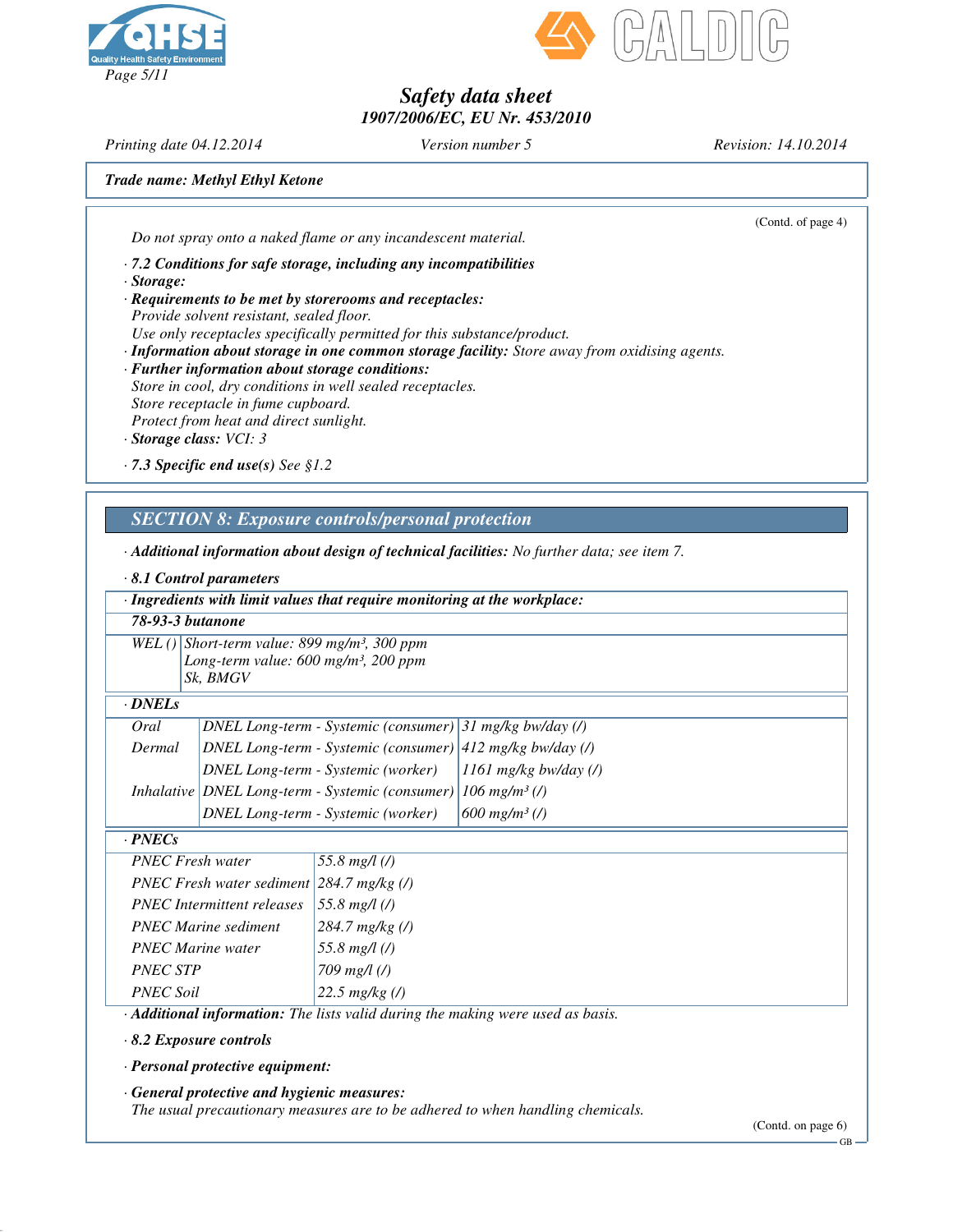Safety data sheet
1907/2006/EC, EU Nr. 453/2010

Printing date 04.12.2014 | Version number 5 | Revision: 14.10.2014

**Trade name: Methyl Ethyl Ketone**

(Contd. of page 4)

*Do not spray onto a naked flame or any incandescent material.*

· **7.2 Conditions for safe storage, including any incompatibilities**

· **Storage:**

· **Requirements to be met by storerooms and receptacles:**
Provide solvent resistant, sealed floor.
Use only receptacles specifically permitted for this substance/product.

· **Information about storage in one common storage facility:** Store away from oxidising agents.

· **Further information about storage conditions:**
Store in cool, dry conditions in well sealed receptacles.
Store receptacle in fume cupboard.
Protect from heat and direct sunlight.

· **Storage class:** VCI: 3

· **7.3 Specific end use(s)** See §1.2

## SECTION 8: Exposure controls/personal protection

· **Additional information about design of technical facilities:** No further data; see item 7.

· **8.1 Control parameters**

· **Ingredients with limit values that require monitoring at the workplace:**

**78-93-3 butanone**

| | |
|---|---|
| WEL () | Short-term value: 899 mg/m³, 300 ppm<br>Long-term value: 600 mg/m³, 200 ppm<br>Sk, BMGV |

· **DNELs**

| | | |
|---|---|---|
| Oral | DNEL Long-term - Systemic (consumer) | 31 mg/kg bw/day (/) |
| Dermal | DNEL Long-term - Systemic (consumer) | 412 mg/kg bw/day (/) |
| | DNEL Long-term - Systemic (worker) | 1161 mg/kg bw/day (/) |
| Inhalative | DNEL Long-term - Systemic (consumer) | 106 mg/m³ (/) |
| | DNEL Long-term - Systemic (worker) | 600 mg/m³ (/) |

· **PNECs**

| | |
|---|---|
| PNEC Fresh water | 55.8 mg/l (/) |
| PNEC Fresh water sediment | 284.7 mg/kg (/) |
| PNEC Intermittent releases | 55.8 mg/l (/) |
| PNEC Marine sediment | 284.7 mg/kg (/) |
| PNEC Marine water | 55.8 mg/l (/) |
| PNEC STP | 709 mg/l (/) |
| PNEC Soil | 22.5 mg/kg (/) |

· **Additional information:** The lists valid during the making were used as basis.

· **8.2 Exposure controls**

· **Personal protective equipment:**

· **General protective and hygienic measures:**
The usual precautionary measures are to be adhered to when handling chemicals.

(Contd. on page 6)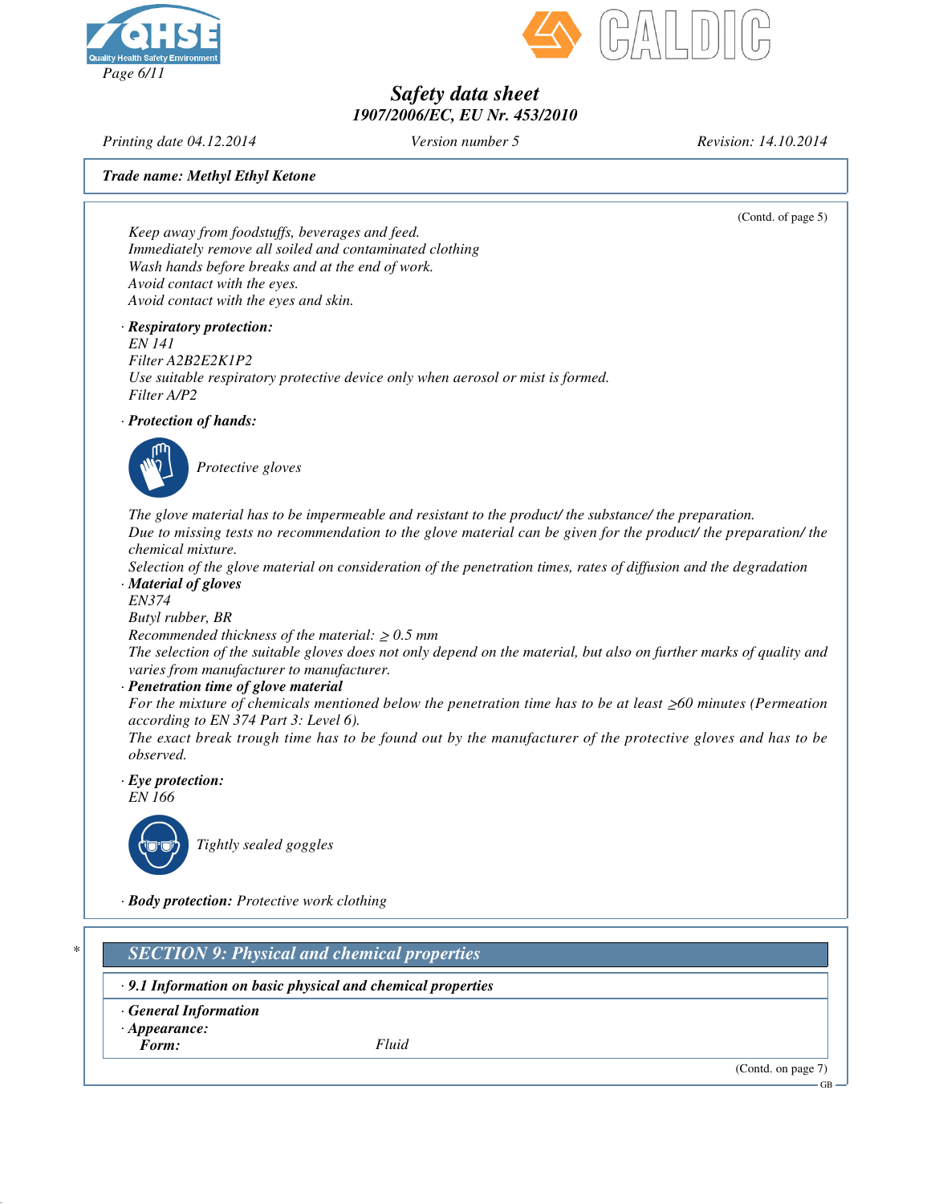(Contd. of page 5)

Keep away from foodstuffs, beverages and feed.
Immediately remove all soiled and contaminated clothing
Wash hands before breaks and at the end of work.
Avoid contact with the eyes.
Avoid contact with the eyes and skin.

· **Respiratory protection:**
EN 141
Filter A2B2E2K1P2
Use suitable respiratory protective device only when aerosol or mist is formed.
Filter A/P2

· **Protection of hands:**

Protective gloves

The glove material has to be impermeable and resistant to the product/ the substance/ the preparation.
Due to missing tests no recommendation to the glove material can be given for the product/ the preparation/ the chemical mixture.
Selection of the glove material on consideration of the penetration times, rates of diffusion and the degradation

· **Material of gloves**
EN374
Butyl rubber, BR
Recommended thickness of the material: $\geq$ 0.5 mm
The selection of the suitable gloves does not only depend on the material, but also on further marks of quality and varies from manufacturer to manufacturer.

· **Penetration time of glove material**
For the mixture of chemicals mentioned below the penetration time has to be at least $\geq$60 minutes (Permeation according to EN 374 Part 3: Level 6).
The exact break trough time has to be found out by the manufacturer of the protective gloves and has to be observed.

· **Eye protection:**
EN 166

Tightly sealed goggles

· **Body protection:** Protective work clothing

## SECTION 9: Physical and chemical properties

· **9.1 Information on basic physical and chemical properties**

· **General Information**
· **Appearance:**
**Form:** Fluid

(Contd. on page 7)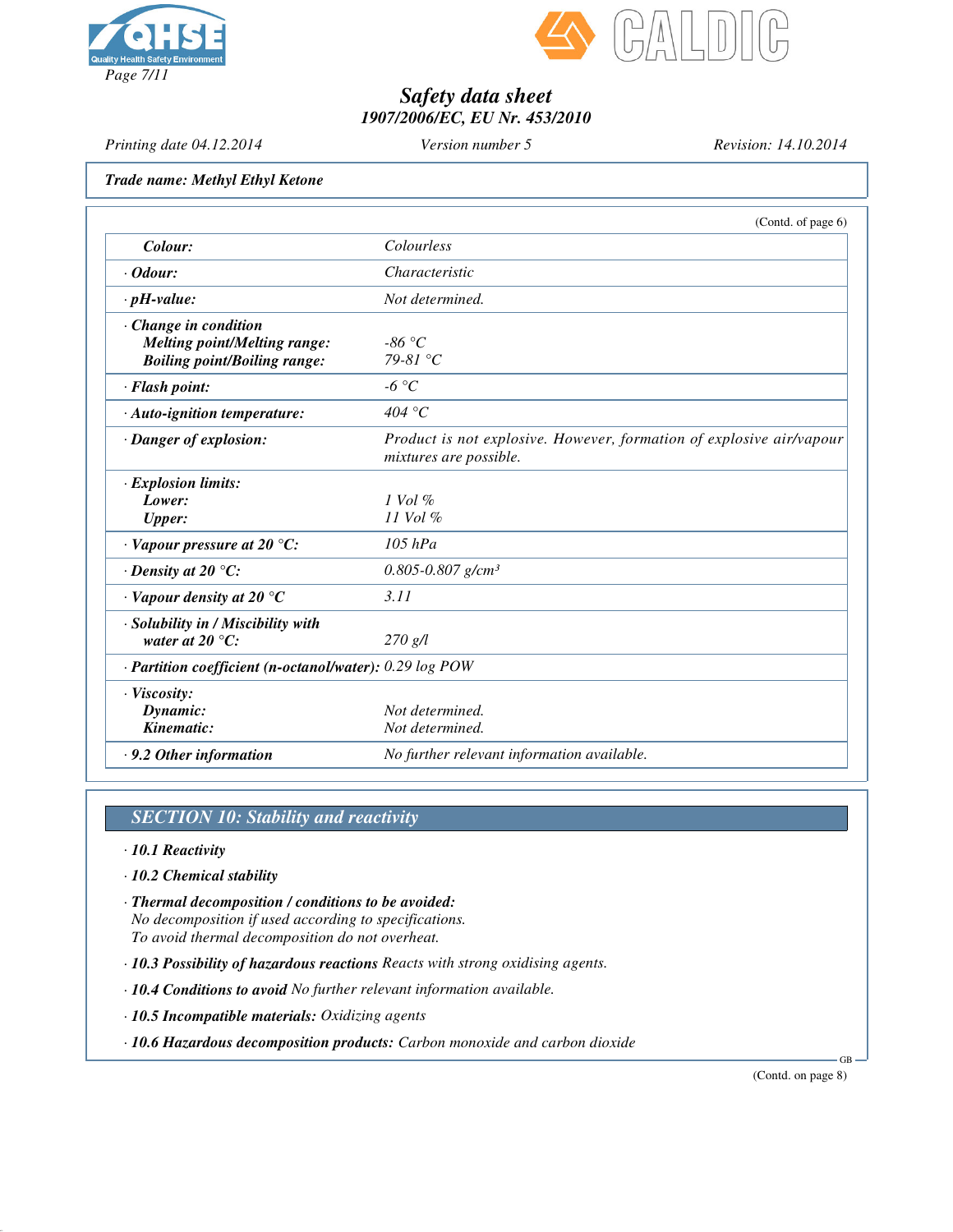# Safety data sheet
## 1907/2006/EC, EU Nr. 453/2010

Printing date 04.12.2014 | Version number 5 | Revision: 14.10.2014

**Trade name: Methyl Ethyl Ketone**

(Contd. of page 6)

| | |
|---|---|
| **Colour:** | Colourless |
| · **Odour:** | Characteristic |
| · **pH-value:** | Not determined. |
| · **Change in condition**<br>**Melting point/Melting range:**<br>**Boiling point/Boiling range:** | <br>-86 °C<br>79-81 °C |
| · **Flash point:** | -6 °C |
| · **Auto-ignition temperature:** | 404 °C |
| · **Danger of explosion:** | Product is not explosive. However, formation of explosive air/vapour mixtures are possible. |
| · **Explosion limits:**<br>**Lower:**<br>**Upper:** | <br>1 Vol %<br>11 Vol % |
| · **Vapour pressure at 20 °C:** | 105 hPa |
| · **Density at 20 °C:** | 0.805-0.807 g/cm³ |
| · **Vapour density at 20 °C** | 3.11 |
| · **Solubility in / Miscibility with water at 20 °C:** | 270 g/l |
| · **Partition coefficient (n-octanol/water):** | 0.29 log POW |
| · **Viscosity:**<br>**Dynamic:**<br>**Kinematic:** | <br>Not determined.<br>Not determined. |
| · **9.2 Other information** | No further relevant information available. |

## SECTION 10: Stability and reactivity

· **10.1 Reactivity**

· **10.2 Chemical stability**

· **Thermal decomposition / conditions to be avoided:**
No decomposition if used according to specifications.
To avoid thermal decomposition do not overheat.

· **10.3 Possibility of hazardous reactions** Reacts with strong oxidising agents.

· **10.4 Conditions to avoid** No further relevant information available.

· **10.5 Incompatible materials:** Oxidizing agents

· **10.6 Hazardous decomposition products:** Carbon monoxide and carbon dioxide

GB

(Contd. on page 8)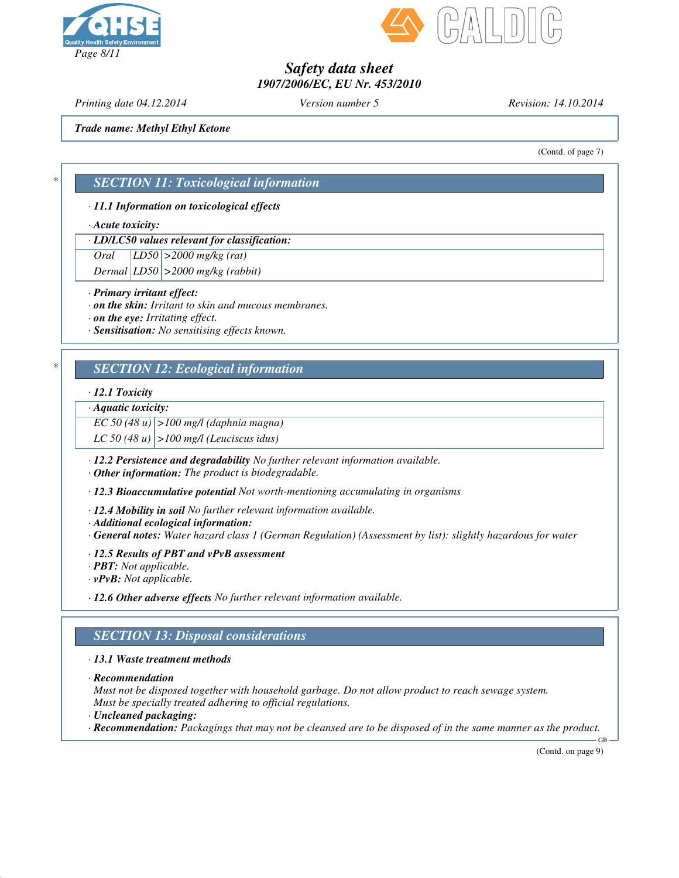Trade name: Methyl Ethyl Ketone

(Contd. of page 7)

## SECTION 11: Toxicological information

· **11.1 Information on toxicological effects**

· **Acute toxicity:**

| · LD/LC50 values relevant for classification: | | |
|---|---|---|
| Oral | LD50 | >2000 mg/kg (rat) |
| Dermal | LD50 | >2000 mg/kg (rabbit) |

· **Primary irritant effect:**
· **on the skin:** Irritant to skin and mucous membranes.
· **on the eye:** Irritating effect.
· **Sensitisation:** No sensitising effects known.

## SECTION 12: Ecological information

· **12.1 Toxicity**

| · Aquatic toxicity: | |
|---|---|
| EC 50 (48 u) | >100 mg/l (daphnia magna) |
| LC 50 (48 u) | >100 mg/l (Leuciscus idus) |

· **12.2 Persistence and degradability** No further relevant information available.
· **Other information:** The product is biodegradable.

· **12.3 Bioaccumulative potential** Not worth-mentioning accumulating in organisms

· **12.4 Mobility in soil** No further relevant information available.
· **Additional ecological information:**
· **General notes:** Water hazard class 1 (German Regulation) (Assessment by list): slightly hazardous for water

· **12.5 Results of PBT and vPvB assessment**
· **PBT:** Not applicable.
· **vPvB:** Not applicable.

· **12.6 Other adverse effects** No further relevant information available.

## SECTION 13: Disposal considerations

· **13.1 Waste treatment methods**

· **Recommendation**
Must not be disposed together with household garbage. Do not allow product to reach sewage system.
Must be specially treated adhering to official regulations.
· **Uncleaned packaging:**
· **Recommendation:** Packagings that may not be cleansed are to be disposed of in the same manner as the product.

(Contd. on page 9)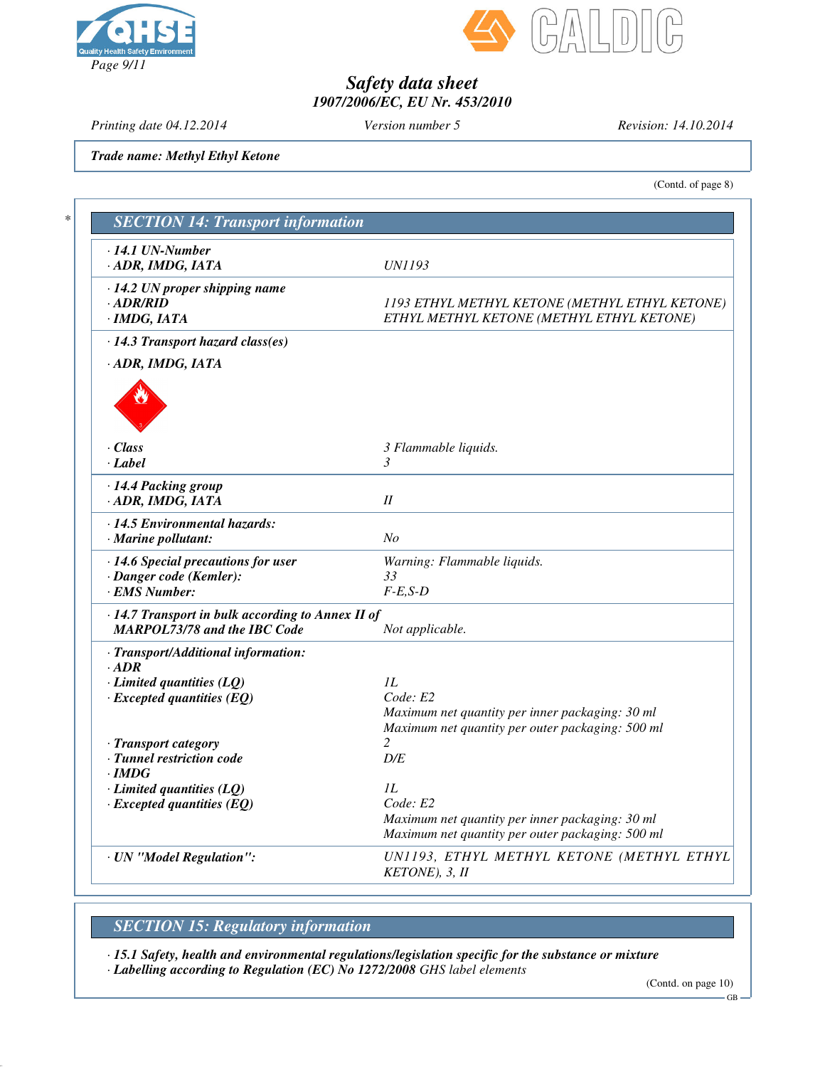Trade name: Methyl Ethyl Ketone

(Contd. of page 8)

## SECTION 14: Transport information

| | |
|---|---|
| · **14.1 UN-Number** | |
| · **ADR, IMDG, IATA** | UN1193 |
| · **14.2 UN proper shipping name** | |
| · **ADR/RID** | 1193 ETHYL METHYL KETONE (METHYL ETHYL KETONE) |
| · **IMDG, IATA** | ETHYL METHYL KETONE (METHYL ETHYL KETONE) |
| · **14.3 Transport hazard class(es)** | |
| · **ADR, IMDG, IATA** | |
| · **Class** | 3 Flammable liquids. |
| · **Label** | 3 |
| · **14.4 Packing group** | |
| · **ADR, IMDG, IATA** | II |
| · **14.5 Environmental hazards:** | |
| · **Marine pollutant:** | No |
| · **14.6 Special precautions for user** | Warning: Flammable liquids. |
| · **Danger code (Kemler):** | 33 |
| · **EMS Number:** | F-E,S-D |
| · **14.7 Transport in bulk according to Annex II of MARPOL73/78 and the IBC Code** | Not applicable. |
| · **Transport/Additional information:** | |
| · **ADR** | |
| · **Limited quantities (LQ)** | 1L |
| · **Excepted quantities (EQ)** | Code: E2<br>Maximum net quantity per inner packaging: 30 ml<br>Maximum net quantity per outer packaging: 500 ml |
| · **Transport category** | 2 |
| · **Tunnel restriction code** | D/E |
| · **IMDG** | |
| · **Limited quantities (LQ)** | 1L |
| · **Excepted quantities (EQ)** | Code: E2<br>Maximum net quantity per inner packaging: 30 ml<br>Maximum net quantity per outer packaging: 500 ml |
| · **UN "Model Regulation":** | UN1193, ETHYL METHYL KETONE (METHYL ETHYL KETONE), 3, II |

## SECTION 15: Regulatory information

· **15.1 Safety, health and environmental regulations/legislation specific for the substance or mixture**
· **Labelling according to Regulation (EC) No 1272/2008** GHS label elements

(Contd. on page 10)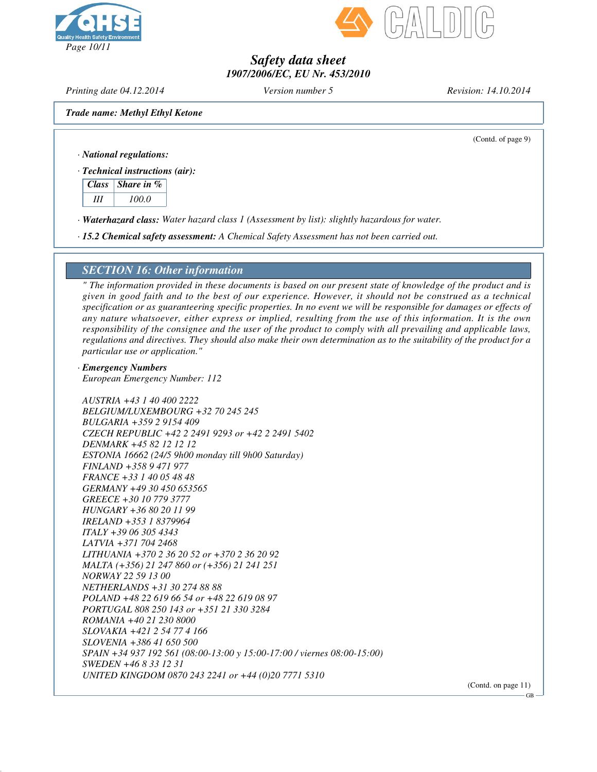*Safety data sheet*
*1907/2006/EC, EU Nr. 453/2010*

*Printing date 04.12.2014* *Version number 5* *Revision: 14.10.2014*

***Trade name: Methyl Ethyl Ketone***

(Contd. of page 9)

· ***National regulations:***

· ***Technical instructions (air):***

| *Class* | *Share in %* |
|---|---|
| *III* | *100.0* |

· ***Waterhazard class:*** *Water hazard class 1 (Assessment by list): slightly hazardous for water.*

· ***15.2 Chemical safety assessment:*** *A Chemical Safety Assessment has not been carried out.*

## *SECTION 16: Other information*

*" The information provided in these documents is based on our present state of knowledge of the product and is given in good faith and to the best of our experience. However, it should not be construed as a technical specification or as guaranteering specific properties. In no event we will be responsible for damages or effects of any nature whatsoever, either express or implied, resulting from the use of this information. It is the own responsibility of the consignee and the user of the product to comply with all prevailing and applicable laws, regulations and directives. They should also make their own determination as to the suitability of the product for a particular use or application."*

· ***Emergency Numbers***
*European Emergency Number: 112*

*AUSTRIA +43 1 40 400 2222*
*BELGIUM/LUXEMBOURG +32 70 245 245*
*BULGARIA +359 2 9154 409*
*CZECH REPUBLIC +42 2 2491 9293 or +42 2 2491 5402*
*DENMARK +45 82 12 12 12*
*ESTONIA 16662 (24/5 9h00 monday till 9h00 Saturday)*
*FINLAND +358 9 471 977*
*FRANCE +33 1 40 05 48 48*
*GERMANY +49 30 450 653565*
*GREECE +30 10 779 3777*
*HUNGARY +36 80 20 11 99*
*IRELAND +353 1 8379964*
*ITALY +39 06 305 4343*
*LATVIA +371 704 2468*
*LITHUANIA +370 2 36 20 52 or +370 2 36 20 92*
*MALTA (+356) 21 247 860 or (+356) 21 241 251*
*NORWAY 22 59 13 00*
*NETHERLANDS +31 30 274 88 88*
*POLAND +48 22 619 66 54 or +48 22 619 08 97*
*PORTUGAL 808 250 143 or +351 21 330 3284*
*ROMANIA +40 21 230 8000*
*SLOVAKIA +421 2 54 77 4 166*
*SLOVENIA +386 41 650 500*
*SPAIN +34 937 192 561 (08:00-13:00 y 15:00-17:00 / viernes 08:00-15:00)*
*SWEDEN +46 8 33 12 31*
*UNITED KINGDOM 0870 243 2241 or +44 (0)20 7771 5310*

(Contd. on page 11)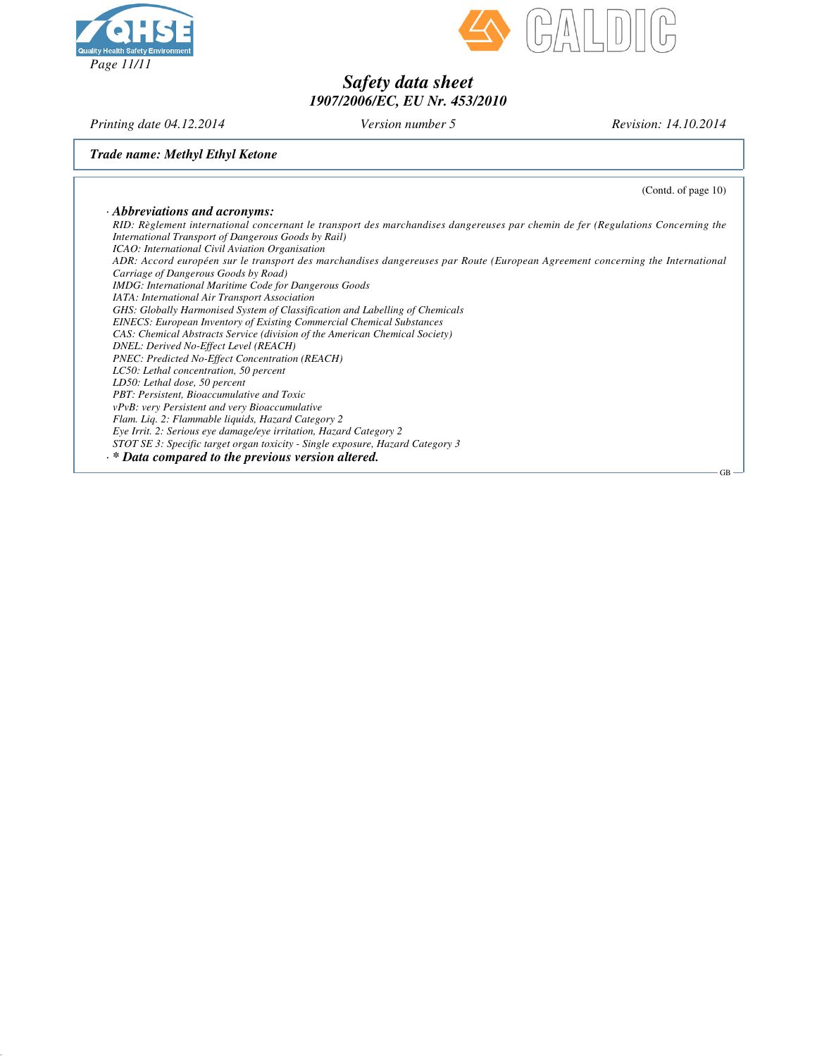(Contd. of page 10)

· ***Abbreviations and acronyms:***

*RID: Règlement international concernant le transport des marchandises dangereuses par chemin de fer (Regulations Concerning the International Transport of Dangerous Goods by Rail)*
*ICAO: International Civil Aviation Organisation*
*ADR: Accord européen sur le transport des marchandises dangereuses par Route (European Agreement concerning the International Carriage of Dangerous Goods by Road)*
*IMDG: International Maritime Code for Dangerous Goods*
*IATA: International Air Transport Association*
*GHS: Globally Harmonised System of Classification and Labelling of Chemicals*
*EINECS: European Inventory of Existing Commercial Chemical Substances*
*CAS: Chemical Abstracts Service (division of the American Chemical Society)*
*DNEL: Derived No-Effect Level (REACH)*
*PNEC: Predicted No-Effect Concentration (REACH)*
*LC50: Lethal concentration, 50 percent*
*LD50: Lethal dose, 50 percent*
*PBT: Persistent, Bioaccumulative and Toxic*
*vPvB: very Persistent and very Bioaccumulative*
*Flam. Liq. 2: Flammable liquids, Hazard Category 2*
*Eye Irrit. 2: Serious eye damage/eye irritation, Hazard Category 2*
*STOT SE 3: Specific target organ toxicity - Single exposure, Hazard Category 3*

· ***\* Data compared to the previous version altered.***